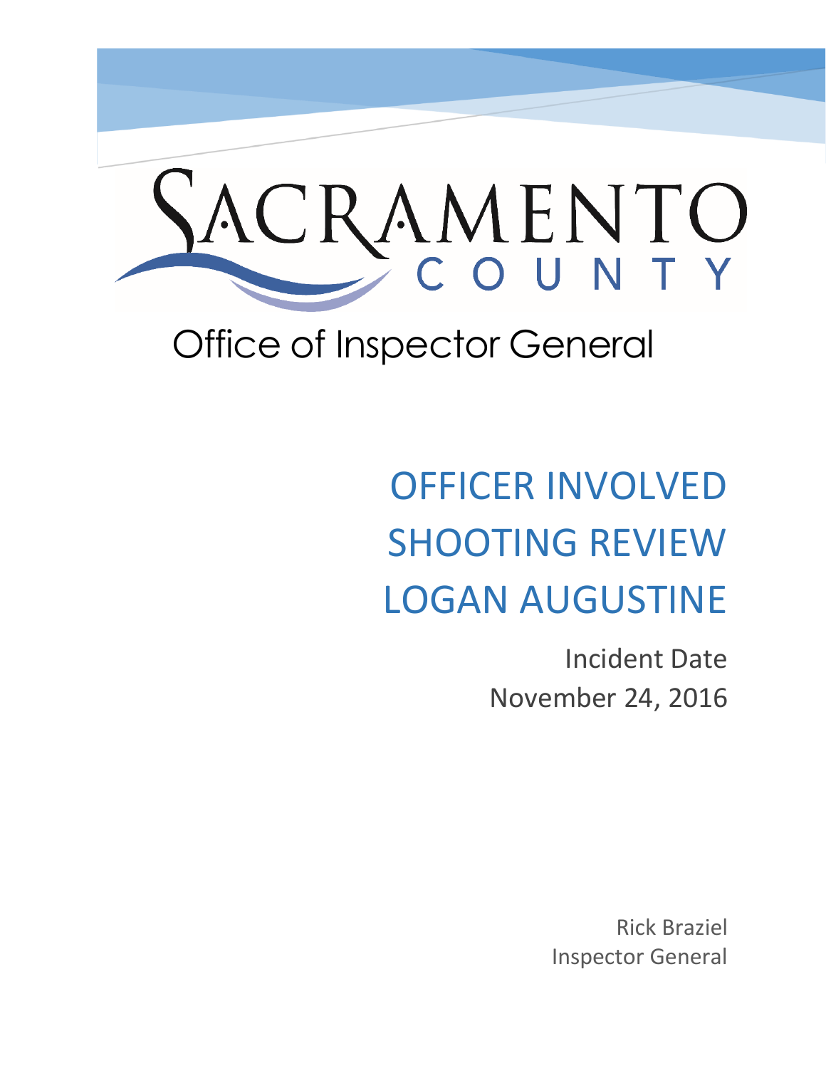# SACRAMENTO COUNTY

## Office of Inspector General

# OFFICER INVOLVED SHOOTING REVIEW LOGAN AUGUSTINE

Incident Date
November 24, 2016

Rick Braziel
Inspector General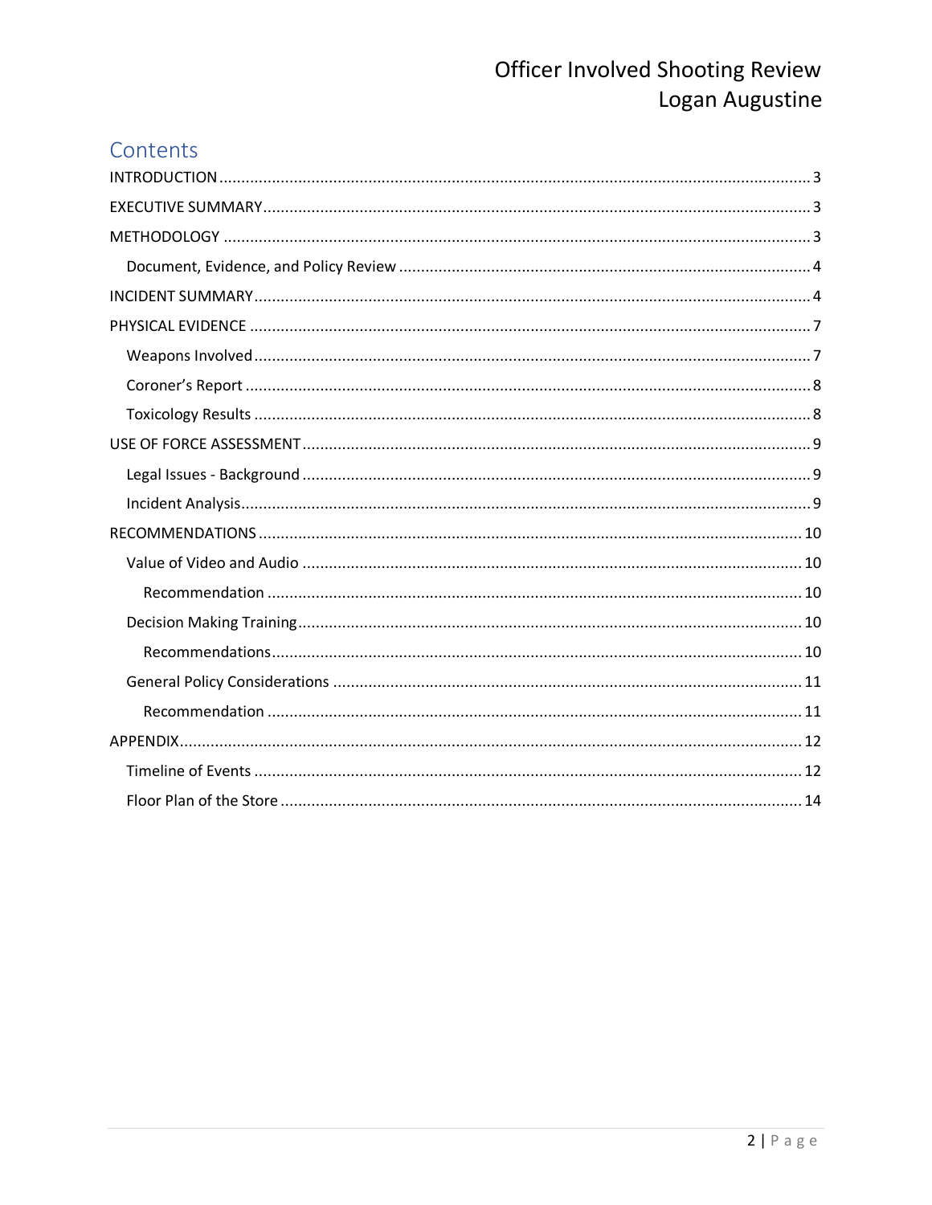## Contents

- INTRODUCTION ..... 3
- EXECUTIVE SUMMARY ..... 3
- METHODOLOGY ..... 3
  - Document, Evidence, and Policy Review ..... 4
- INCIDENT SUMMARY ..... 4
- PHYSICAL EVIDENCE ..... 7
  - Weapons Involved ..... 7
  - Coroner's Report ..... 8
  - Toxicology Results ..... 8
- USE OF FORCE ASSESSMENT ..... 9
  - Legal Issues - Background ..... 9
  - Incident Analysis ..... 9
- RECOMMENDATIONS ..... 10
  - Value of Video and Audio ..... 10
    - Recommendation ..... 10
  - Decision Making Training ..... 10
    - Recommendations ..... 10
  - General Policy Considerations ..... 11
    - Recommendation ..... 11
- APPENDIX ..... 12
  - Timeline of Events ..... 12
  - Floor Plan of the Store ..... 14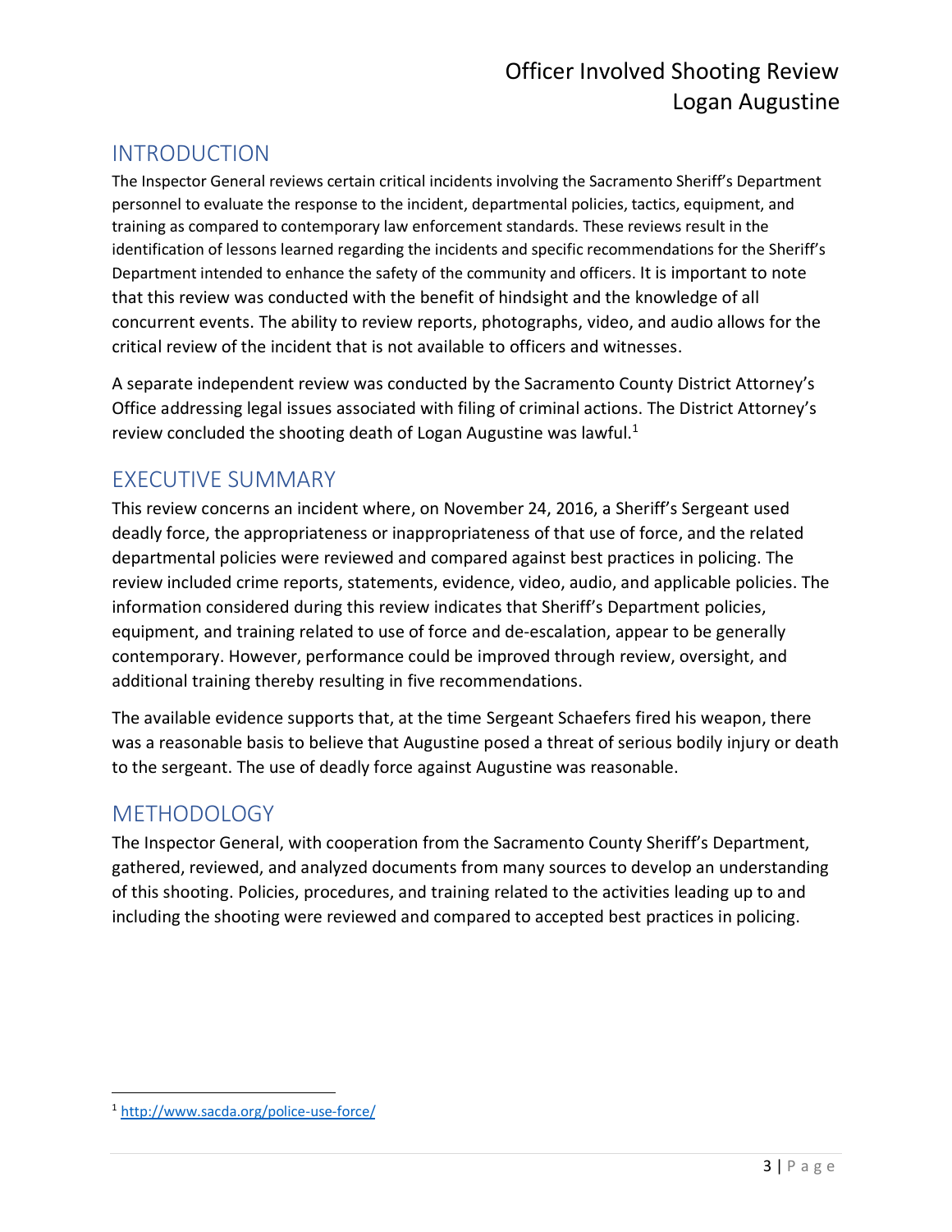## INTRODUCTION

The Inspector General reviews certain critical incidents involving the Sacramento Sheriff's Department personnel to evaluate the response to the incident, departmental policies, tactics, equipment, and training as compared to contemporary law enforcement standards. These reviews result in the identification of lessons learned regarding the incidents and specific recommendations for the Sheriff's Department intended to enhance the safety of the community and officers. It is important to note that this review was conducted with the benefit of hindsight and the knowledge of all concurrent events. The ability to review reports, photographs, video, and audio allows for the critical review of the incident that is not available to officers and witnesses.

A separate independent review was conducted by the Sacramento County District Attorney's Office addressing legal issues associated with filing of criminal actions. The District Attorney's review concluded the shooting death of Logan Augustine was lawful.[1]

## EXECUTIVE SUMMARY

This review concerns an incident where, on November 24, 2016, a Sheriff's Sergeant used deadly force, the appropriateness or inappropriateness of that use of force, and the related departmental policies were reviewed and compared against best practices in policing. The review included crime reports, statements, evidence, video, audio, and applicable policies. The information considered during this review indicates that Sheriff's Department policies, equipment, and training related to use of force and de-escalation, appear to be generally contemporary. However, performance could be improved through review, oversight, and additional training thereby resulting in five recommendations.

The available evidence supports that, at the time Sergeant Schaefers fired his weapon, there was a reasonable basis to believe that Augustine posed a threat of serious bodily injury or death to the sergeant. The use of deadly force against Augustine was reasonable.

## METHODOLOGY

The Inspector General, with cooperation from the Sacramento County Sheriff's Department, gathered, reviewed, and analyzed documents from many sources to develop an understanding of this shooting. Policies, procedures, and training related to the activities leading up to and including the shooting were reviewed and compared to accepted best practices in policing.

---

[1] http://www.sacda.org/police-use-force/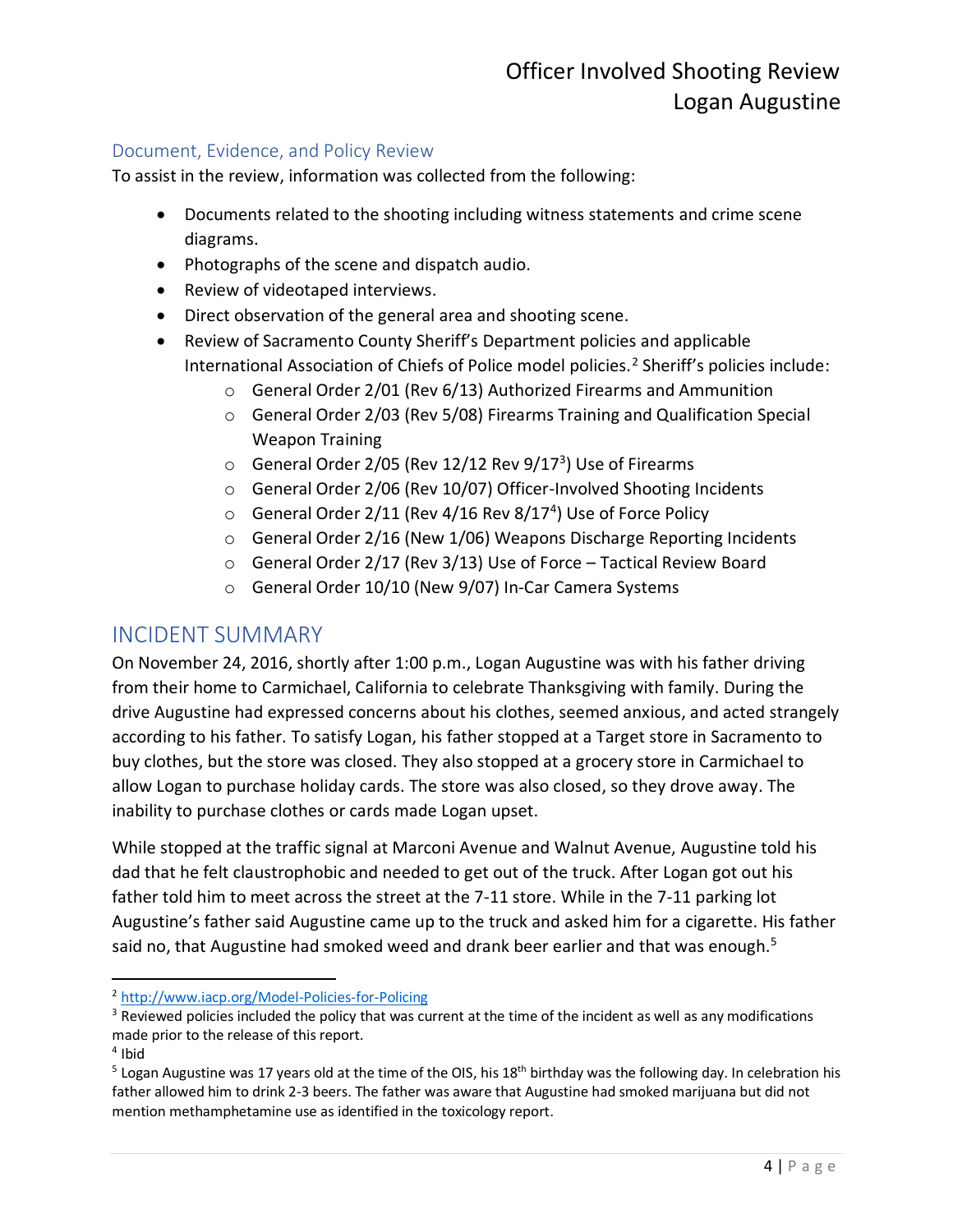## Document, Evidence, and Policy Review

To assist in the review, information was collected from the following:

- Documents related to the shooting including witness statements and crime scene diagrams.
- Photographs of the scene and dispatch audio.
- Review of videotaped interviews.
- Direct observation of the general area and shooting scene.
- Review of Sacramento County Sheriff's Department policies and applicable International Association of Chiefs of Police model policies.[2] Sheriff's policies include:
  - General Order 2/01 (Rev 6/13) Authorized Firearms and Ammunition
  - General Order 2/03 (Rev 5/08) Firearms Training and Qualification Special Weapon Training
  - General Order 2/05 (Rev 12/12 Rev 9/17[3]) Use of Firearms
  - General Order 2/06 (Rev 10/07) Officer-Involved Shooting Incidents
  - General Order 2/11 (Rev 4/16 Rev 8/17[4]) Use of Force Policy
  - General Order 2/16 (New 1/06) Weapons Discharge Reporting Incidents
  - General Order 2/17 (Rev 3/13) Use of Force – Tactical Review Board
  - General Order 10/10 (New 9/07) In-Car Camera Systems

# INCIDENT SUMMARY

On November 24, 2016, shortly after 1:00 p.m., Logan Augustine was with his father driving from their home to Carmichael, California to celebrate Thanksgiving with family. During the drive Augustine had expressed concerns about his clothes, seemed anxious, and acted strangely according to his father. To satisfy Logan, his father stopped at a Target store in Sacramento to buy clothes, but the store was closed. They also stopped at a grocery store in Carmichael to allow Logan to purchase holiday cards. The store was also closed, so they drove away. The inability to purchase clothes or cards made Logan upset.

While stopped at the traffic signal at Marconi Avenue and Walnut Avenue, Augustine told his dad that he felt claustrophobic and needed to get out of the truck. After Logan got out his father told him to meet across the street at the 7-11 store. While in the 7-11 parking lot Augustine's father said Augustine came up to the truck and asked him for a cigarette. His father said no, that Augustine had smoked weed and drank beer earlier and that was enough.[5]

---

[2] http://www.iacp.org/Model-Policies-for-Policing

[3] Reviewed policies included the policy that was current at the time of the incident as well as any modifications made prior to the release of this report.

[4] Ibid

[5] Logan Augustine was 17 years old at the time of the OIS, his 18th birthday was the following day. In celebration his father allowed him to drink 2-3 beers. The father was aware that Augustine had smoked marijuana but did not mention methamphetamine use as identified in the toxicology report.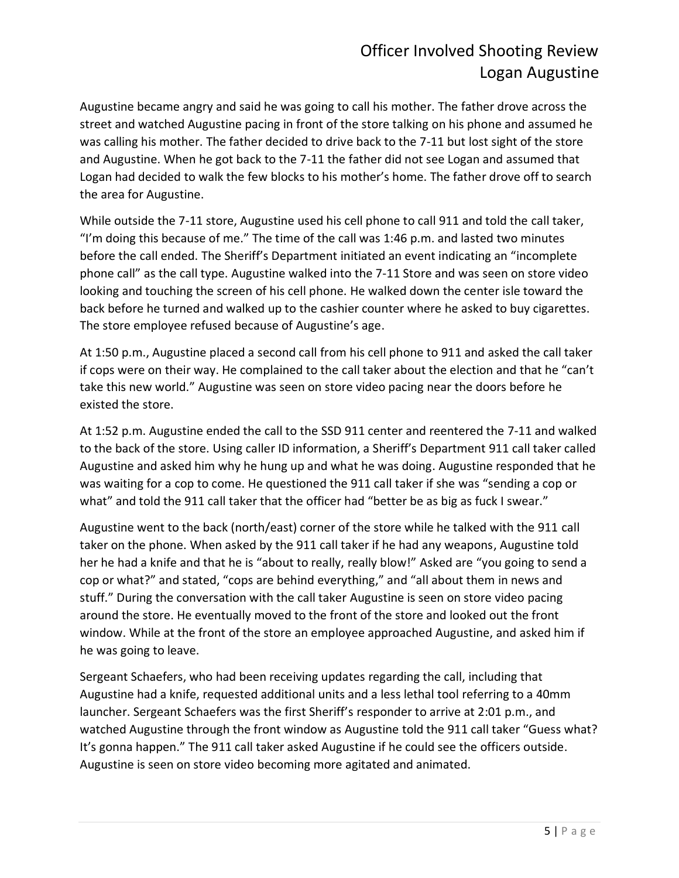Augustine became angry and said he was going to call his mother. The father drove across the street and watched Augustine pacing in front of the store talking on his phone and assumed he was calling his mother. The father decided to drive back to the 7-11 but lost sight of the store and Augustine. When he got back to the 7-11 the father did not see Logan and assumed that Logan had decided to walk the few blocks to his mother's home. The father drove off to search the area for Augustine.

While outside the 7-11 store, Augustine used his cell phone to call 911 and told the call taker, "I'm doing this because of me." The time of the call was 1:46 p.m. and lasted two minutes before the call ended. The Sheriff's Department initiated an event indicating an "incomplete phone call" as the call type. Augustine walked into the 7-11 Store and was seen on store video looking and touching the screen of his cell phone. He walked down the center isle toward the back before he turned and walked up to the cashier counter where he asked to buy cigarettes. The store employee refused because of Augustine's age.

At 1:50 p.m., Augustine placed a second call from his cell phone to 911 and asked the call taker if cops were on their way. He complained to the call taker about the election and that he "can't take this new world." Augustine was seen on store video pacing near the doors before he existed the store.

At 1:52 p.m. Augustine ended the call to the SSD 911 center and reentered the 7-11 and walked to the back of the store. Using caller ID information, a Sheriff's Department 911 call taker called Augustine and asked him why he hung up and what he was doing. Augustine responded that he was waiting for a cop to come. He questioned the 911 call taker if she was "sending a cop or what" and told the 911 call taker that the officer had "better be as big as fuck I swear."

Augustine went to the back (north/east) corner of the store while he talked with the 911 call taker on the phone. When asked by the 911 call taker if he had any weapons, Augustine told her he had a knife and that he is "about to really, really blow!" Asked are "you going to send a cop or what?" and stated, "cops are behind everything," and "all about them in news and stuff." During the conversation with the call taker Augustine is seen on store video pacing around the store. He eventually moved to the front of the store and looked out the front window. While at the front of the store an employee approached Augustine, and asked him if he was going to leave.

Sergeant Schaefers, who had been receiving updates regarding the call, including that Augustine had a knife, requested additional units and a less lethal tool referring to a 40mm launcher. Sergeant Schaefers was the first Sheriff's responder to arrive at 2:01 p.m., and watched Augustine through the front window as Augustine told the 911 call taker "Guess what? It's gonna happen." The 911 call taker asked Augustine if he could see the officers outside. Augustine is seen on store video becoming more agitated and animated.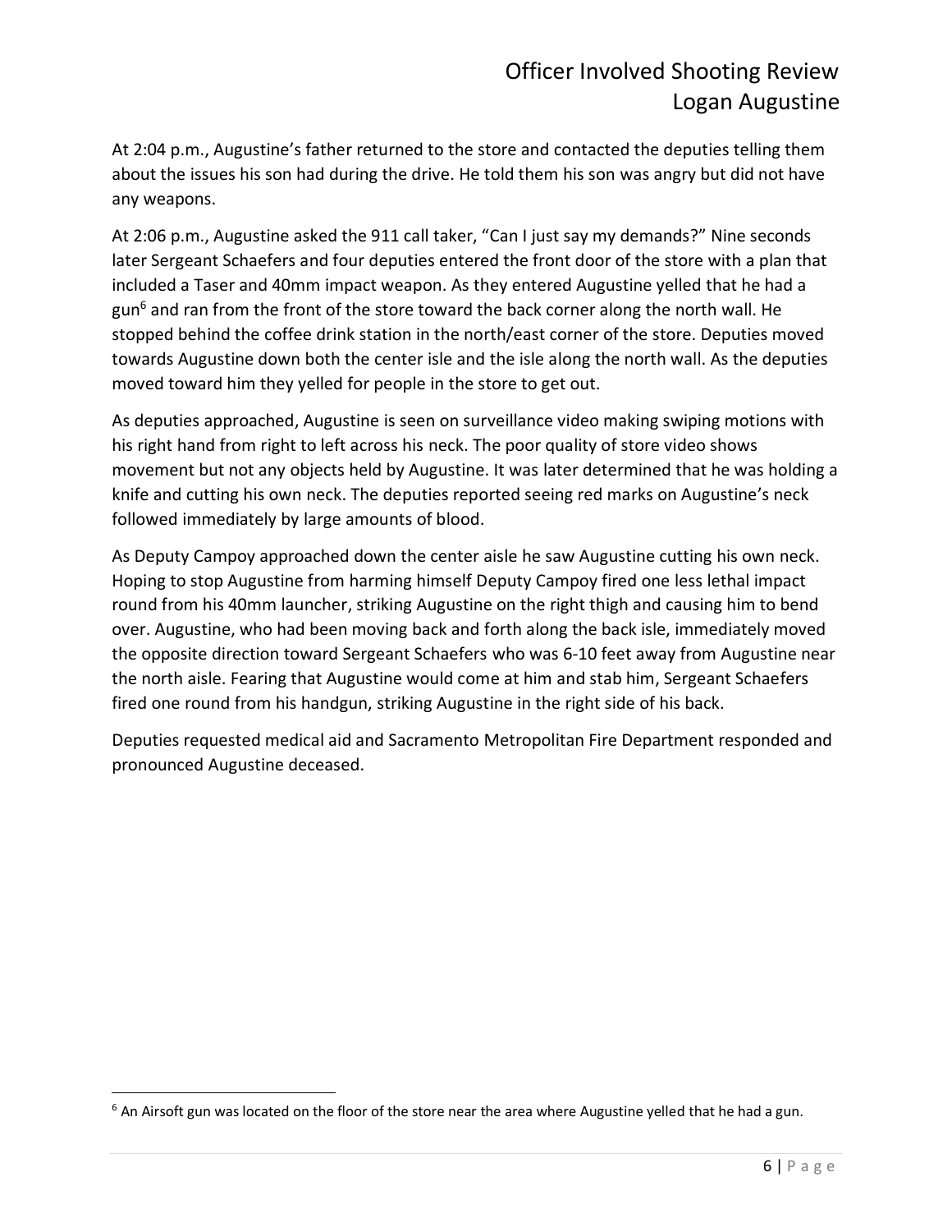At 2:04 p.m., Augustine's father returned to the store and contacted the deputies telling them about the issues his son had during the drive. He told them his son was angry but did not have any weapons.

At 2:06 p.m., Augustine asked the 911 call taker, "Can I just say my demands?" Nine seconds later Sergeant Schaefers and four deputies entered the front door of the store with a plan that included a Taser and 40mm impact weapon. As they entered Augustine yelled that he had a gun[6] and ran from the front of the store toward the back corner along the north wall. He stopped behind the coffee drink station in the north/east corner of the store. Deputies moved towards Augustine down both the center isle and the isle along the north wall. As the deputies moved toward him they yelled for people in the store to get out.

As deputies approached, Augustine is seen on surveillance video making swiping motions with his right hand from right to left across his neck. The poor quality of store video shows movement but not any objects held by Augustine. It was later determined that he was holding a knife and cutting his own neck. The deputies reported seeing red marks on Augustine's neck followed immediately by large amounts of blood.

As Deputy Campoy approached down the center aisle he saw Augustine cutting his own neck. Hoping to stop Augustine from harming himself Deputy Campoy fired one less lethal impact round from his 40mm launcher, striking Augustine on the right thigh and causing him to bend over. Augustine, who had been moving back and forth along the back isle, immediately moved the opposite direction toward Sergeant Schaefers who was 6-10 feet away from Augustine near the north aisle. Fearing that Augustine would come at him and stab him, Sergeant Schaefers fired one round from his handgun, striking Augustine in the right side of his back.

Deputies requested medical aid and Sacramento Metropolitan Fire Department responded and pronounced Augustine deceased.

---

[6] An Airsoft gun was located on the floor of the store near the area where Augustine yelled that he had a gun.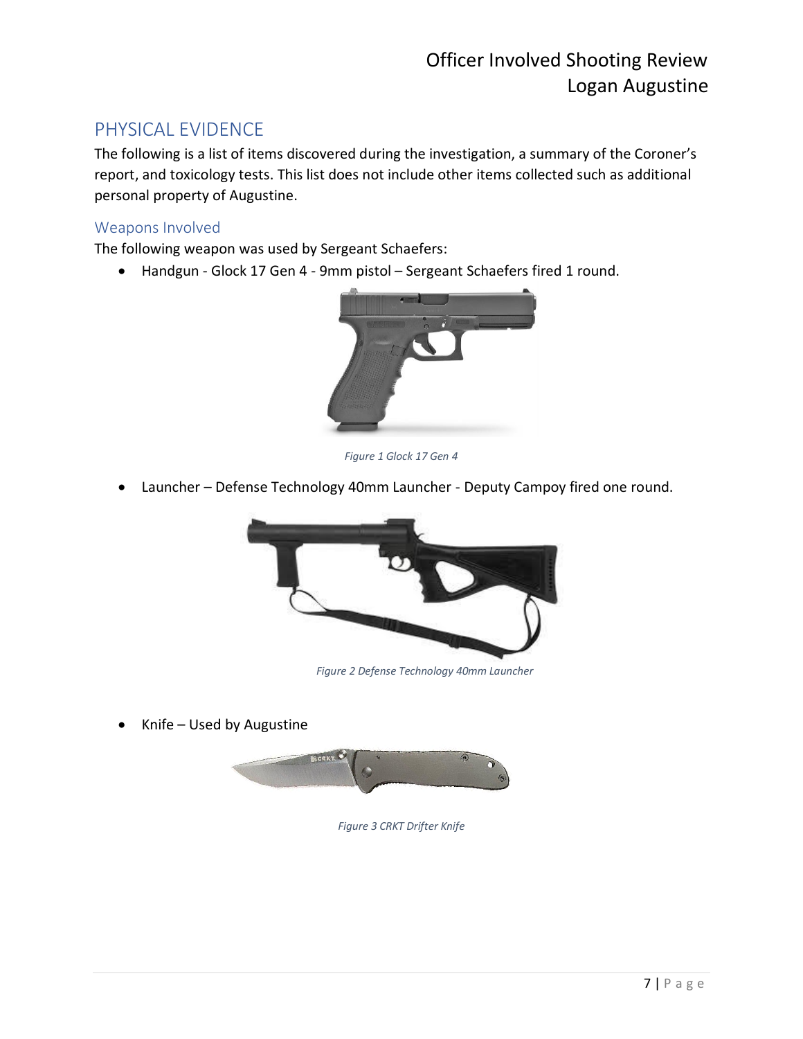## PHYSICAL EVIDENCE

The following is a list of items discovered during the investigation, a summary of the Coroner's report, and toxicology tests. This list does not include other items collected such as additional personal property of Augustine.

### Weapons Involved

The following weapon was used by Sergeant Schaefers:

- Handgun - Glock 17 Gen 4 - 9mm pistol – Sergeant Schaefers fired 1 round.

*Figure 1 Glock 17 Gen 4*

- Launcher – Defense Technology 40mm Launcher - Deputy Campoy fired one round.

*Figure 2 Defense Technology 40mm Launcher*

- Knife – Used by Augustine

*Figure 3 CRKT Drifter Knife*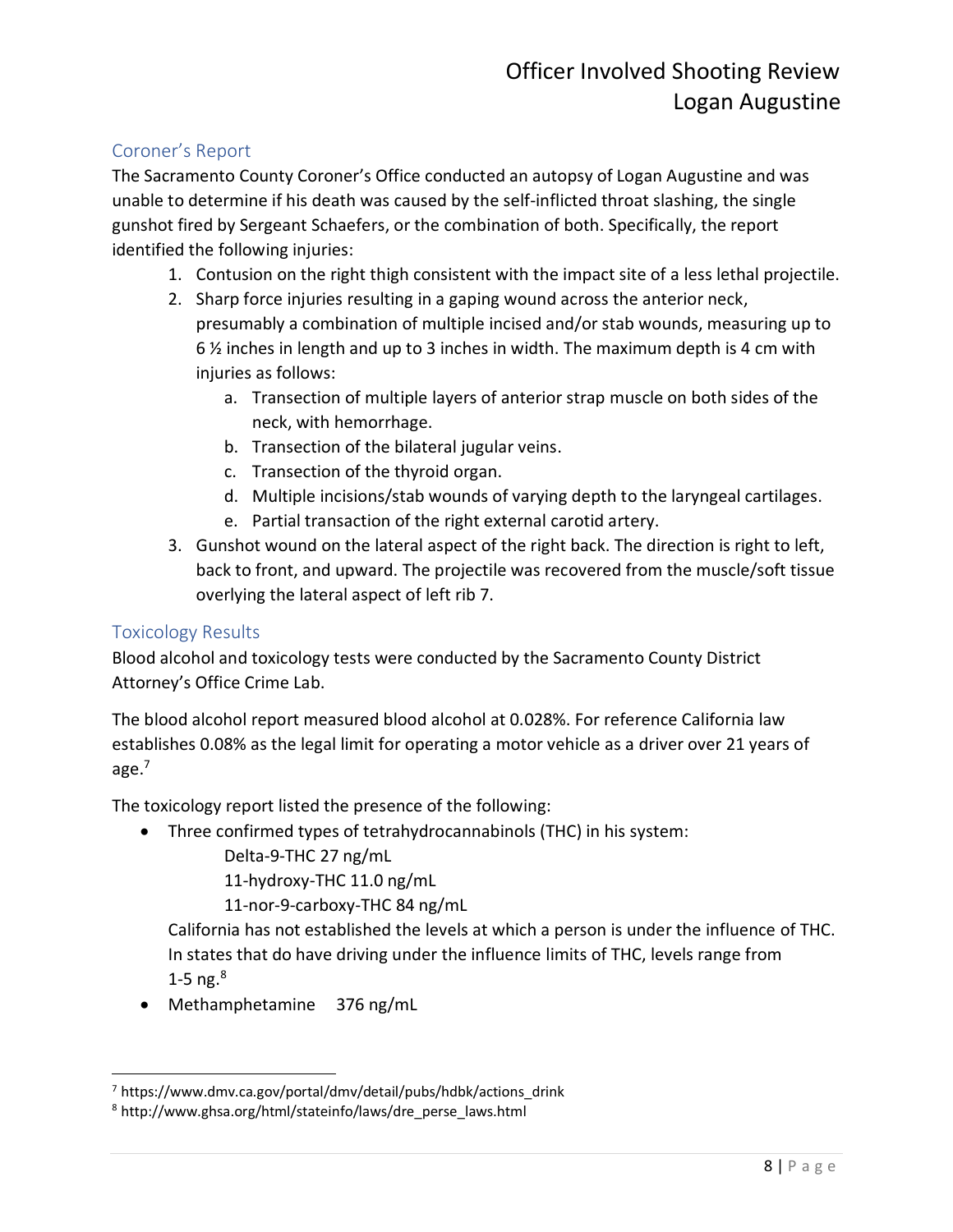## Coroner's Report

The Sacramento County Coroner's Office conducted an autopsy of Logan Augustine and was unable to determine if his death was caused by the self-inflicted throat slashing, the single gunshot fired by Sergeant Schaefers, or the combination of both. Specifically, the report identified the following injuries:

1. Contusion on the right thigh consistent with the impact site of a less lethal projectile.
2. Sharp force injuries resulting in a gaping wound across the anterior neck, presumably a combination of multiple incised and/or stab wounds, measuring up to 6 ½ inches in length and up to 3 inches in width. The maximum depth is 4 cm with injuries as follows:
    a. Transection of multiple layers of anterior strap muscle on both sides of the neck, with hemorrhage.
    b. Transection of the bilateral jugular veins.
    c. Transection of the thyroid organ.
    d. Multiple incisions/stab wounds of varying depth to the laryngeal cartilages.
    e. Partial transaction of the right external carotid artery.
3. Gunshot wound on the lateral aspect of the right back. The direction is right to left, back to front, and upward. The projectile was recovered from the muscle/soft tissue overlying the lateral aspect of left rib 7.

## Toxicology Results

Blood alcohol and toxicology tests were conducted by the Sacramento County District Attorney's Office Crime Lab.

The blood alcohol report measured blood alcohol at 0.028%. For reference California law establishes 0.08% as the legal limit for operating a motor vehicle as a driver over 21 years of age.[7]

The toxicology report listed the presence of the following:

- Three confirmed types of tetrahydrocannabinols (THC) in his system:

  Delta-9-THC 27 ng/mL
  11-hydroxy-THC 11.0 ng/mL
  11-nor-9-carboxy-THC 84 ng/mL

  California has not established the levels at which a person is under the influence of THC. In states that do have driving under the influence limits of THC, levels range from 1-5 ng.[8]
- Methamphetamine 376 ng/mL

---

[7] https://www.dmv.ca.gov/portal/dmv/detail/pubs/hdbk/actions_drink

[8] http://www.ghsa.org/html/stateinfo/laws/dre_perse_laws.html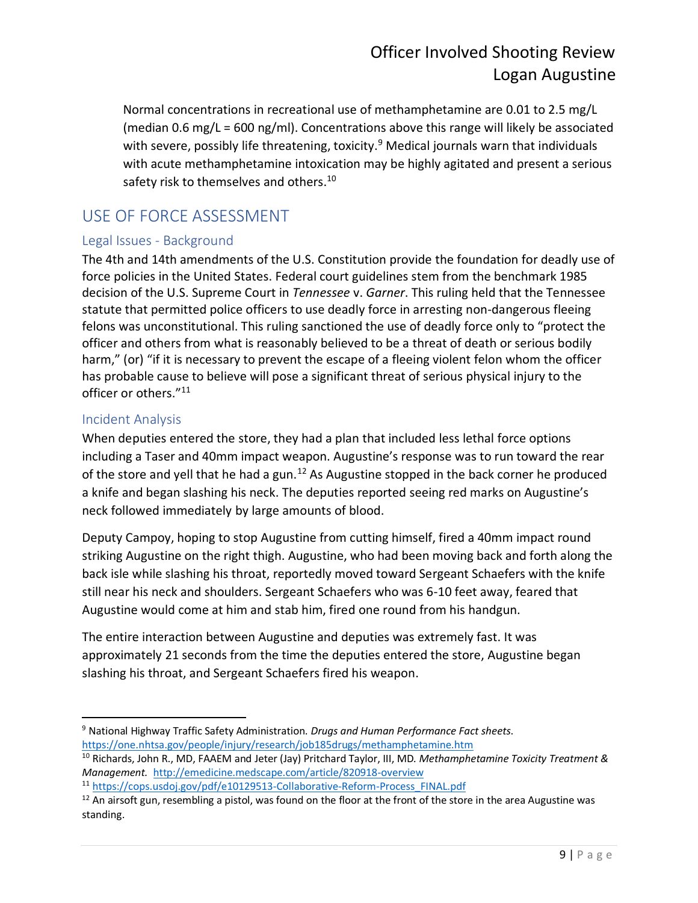Normal concentrations in recreational use of methamphetamine are 0.01 to 2.5 mg/L (median 0.6 mg/L = 600 ng/ml). Concentrations above this range will likely be associated with severe, possibly life threatening, toxicity.[9] Medical journals warn that individuals with acute methamphetamine intoxication may be highly agitated and present a serious safety risk to themselves and others.[10]

## USE OF FORCE ASSESSMENT

### Legal Issues - Background

The 4th and 14th amendments of the U.S. Constitution provide the foundation for deadly use of force policies in the United States. Federal court guidelines stem from the benchmark 1985 decision of the U.S. Supreme Court in *Tennessee* v. *Garner*. This ruling held that the Tennessee statute that permitted police officers to use deadly force in arresting non-dangerous fleeing felons was unconstitutional. This ruling sanctioned the use of deadly force only to "protect the officer and others from what is reasonably believed to be a threat of death or serious bodily harm," (or) "if it is necessary to prevent the escape of a fleeing violent felon whom the officer has probable cause to believe will pose a significant threat of serious physical injury to the officer or others."[11]

### Incident Analysis

When deputies entered the store, they had a plan that included less lethal force options including a Taser and 40mm impact weapon. Augustine's response was to run toward the rear of the store and yell that he had a gun.[12] As Augustine stopped in the back corner he produced a knife and began slashing his neck. The deputies reported seeing red marks on Augustine's neck followed immediately by large amounts of blood.

Deputy Campoy, hoping to stop Augustine from cutting himself, fired a 40mm impact round striking Augustine on the right thigh. Augustine, who had been moving back and forth along the back isle while slashing his throat, reportedly moved toward Sergeant Schaefers with the knife still near his neck and shoulders. Sergeant Schaefers who was 6-10 feet away, feared that Augustine would come at him and stab him, fired one round from his handgun.

The entire interaction between Augustine and deputies was extremely fast. It was approximately 21 seconds from the time the deputies entered the store, Augustine began slashing his throat, and Sergeant Schaefers fired his weapon.

---

[9] National Highway Traffic Safety Administration. *Drugs and Human Performance Fact sheets.* https://one.nhtsa.gov/people/injury/research/job185drugs/methamphetamine.htm

[10] Richards, John R., MD, FAAEM and Jeter (Jay) Pritchard Taylor, III, MD. *Methamphetamine Toxicity Treatment & Management.* http://emedicine.medscape.com/article/820918-overview

[11] https://cops.usdoj.gov/pdf/e10129513-Collaborative-Reform-Process_FINAL.pdf

[12] An airsoft gun, resembling a pistol, was found on the floor at the front of the store in the area Augustine was standing.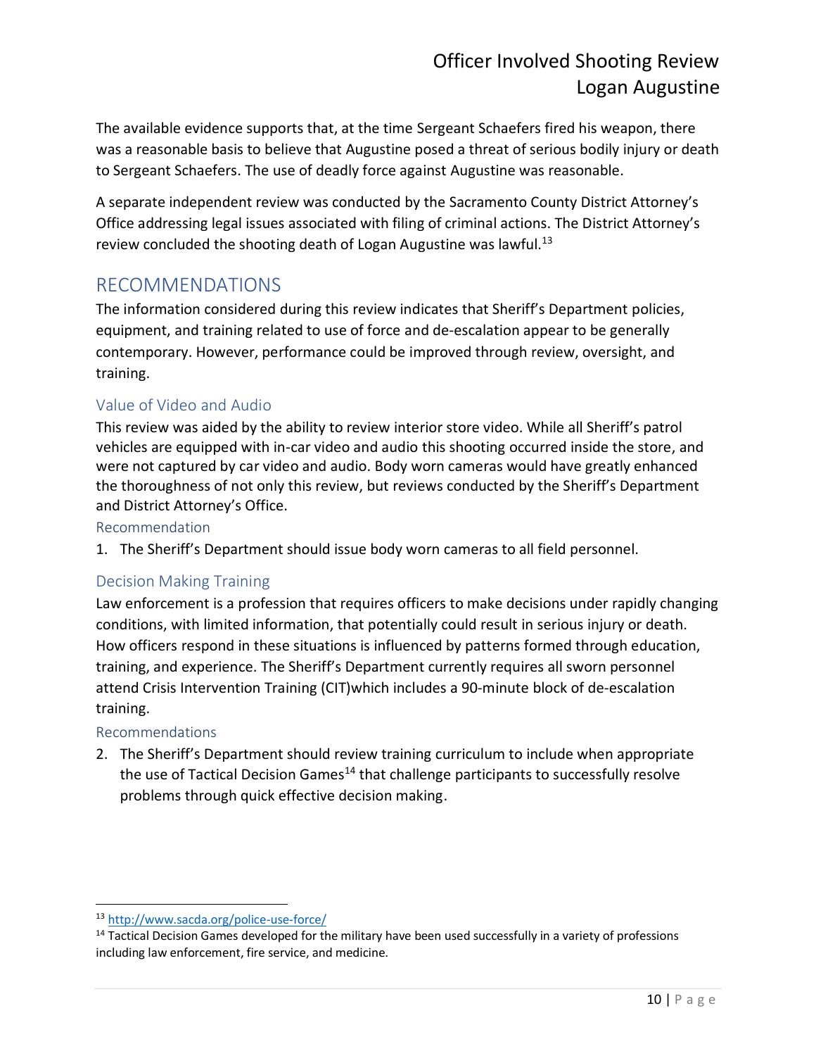The available evidence supports that, at the time Sergeant Schaefers fired his weapon, there was a reasonable basis to believe that Augustine posed a threat of serious bodily injury or death to Sergeant Schaefers. The use of deadly force against Augustine was reasonable.

A separate independent review was conducted by the Sacramento County District Attorney's Office addressing legal issues associated with filing of criminal actions. The District Attorney's review concluded the shooting death of Logan Augustine was lawful.[13]

## RECOMMENDATIONS

The information considered during this review indicates that Sheriff's Department policies, equipment, and training related to use of force and de-escalation appear to be generally contemporary. However, performance could be improved through review, oversight, and training.

### Value of Video and Audio

This review was aided by the ability to review interior store video. While all Sheriff's patrol vehicles are equipped with in-car video and audio this shooting occurred inside the store, and were not captured by car video and audio. Body worn cameras would have greatly enhanced the thoroughness of not only this review, but reviews conducted by the Sheriff's Department and District Attorney's Office.

#### Recommendation

1. The Sheriff's Department should issue body worn cameras to all field personnel.

### Decision Making Training

Law enforcement is a profession that requires officers to make decisions under rapidly changing conditions, with limited information, that potentially could result in serious injury or death. How officers respond in these situations is influenced by patterns formed through education, training, and experience. The Sheriff's Department currently requires all sworn personnel attend Crisis Intervention Training (CIT)which includes a 90-minute block of de-escalation training.

#### Recommendations

2. The Sheriff's Department should review training curriculum to include when appropriate the use of Tactical Decision Games[14] that challenge participants to successfully resolve problems through quick effective decision making.

---

[13] http://www.sacda.org/police-use-force/

[14] Tactical Decision Games developed for the military have been used successfully in a variety of professions including law enforcement, fire service, and medicine.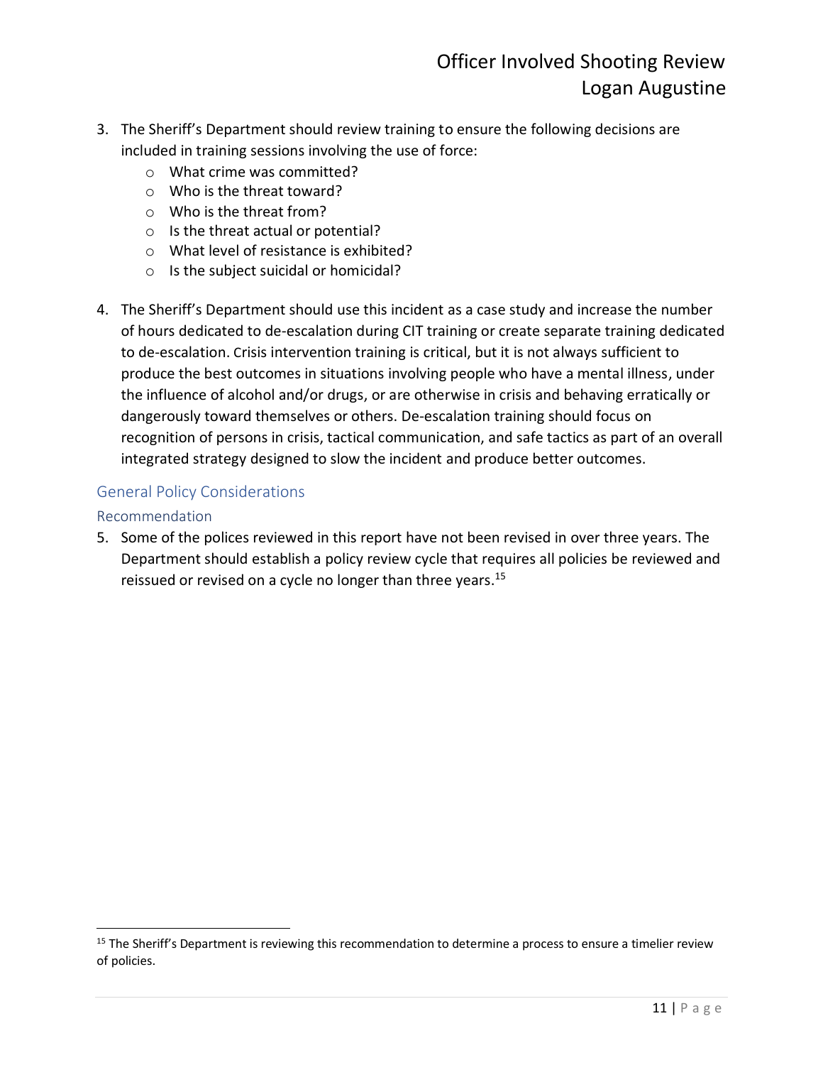3. The Sheriff's Department should review training to ensure the following decisions are included in training sessions involving the use of force:
    - What crime was committed?
    - Who is the threat toward?
    - Who is the threat from?
    - Is the threat actual or potential?
    - What level of resistance is exhibited?
    - Is the subject suicidal or homicidal?

4. The Sheriff's Department should use this incident as a case study and increase the number of hours dedicated to de-escalation during CIT training or create separate training dedicated to de-escalation. Crisis intervention training is critical, but it is not always sufficient to produce the best outcomes in situations involving people who have a mental illness, under the influence of alcohol and/or drugs, or are otherwise in crisis and behaving erratically or dangerously toward themselves or others. De-escalation training should focus on recognition of persons in crisis, tactical communication, and safe tactics as part of an overall integrated strategy designed to slow the incident and produce better outcomes.

## General Policy Considerations

### Recommendation

5. Some of the polices reviewed in this report have not been revised in over three years. The Department should establish a policy review cycle that requires all policies be reviewed and reissued or revised on a cycle no longer than three years.[15]

[15] The Sheriff's Department is reviewing this recommendation to determine a process to ensure a timelier review of policies.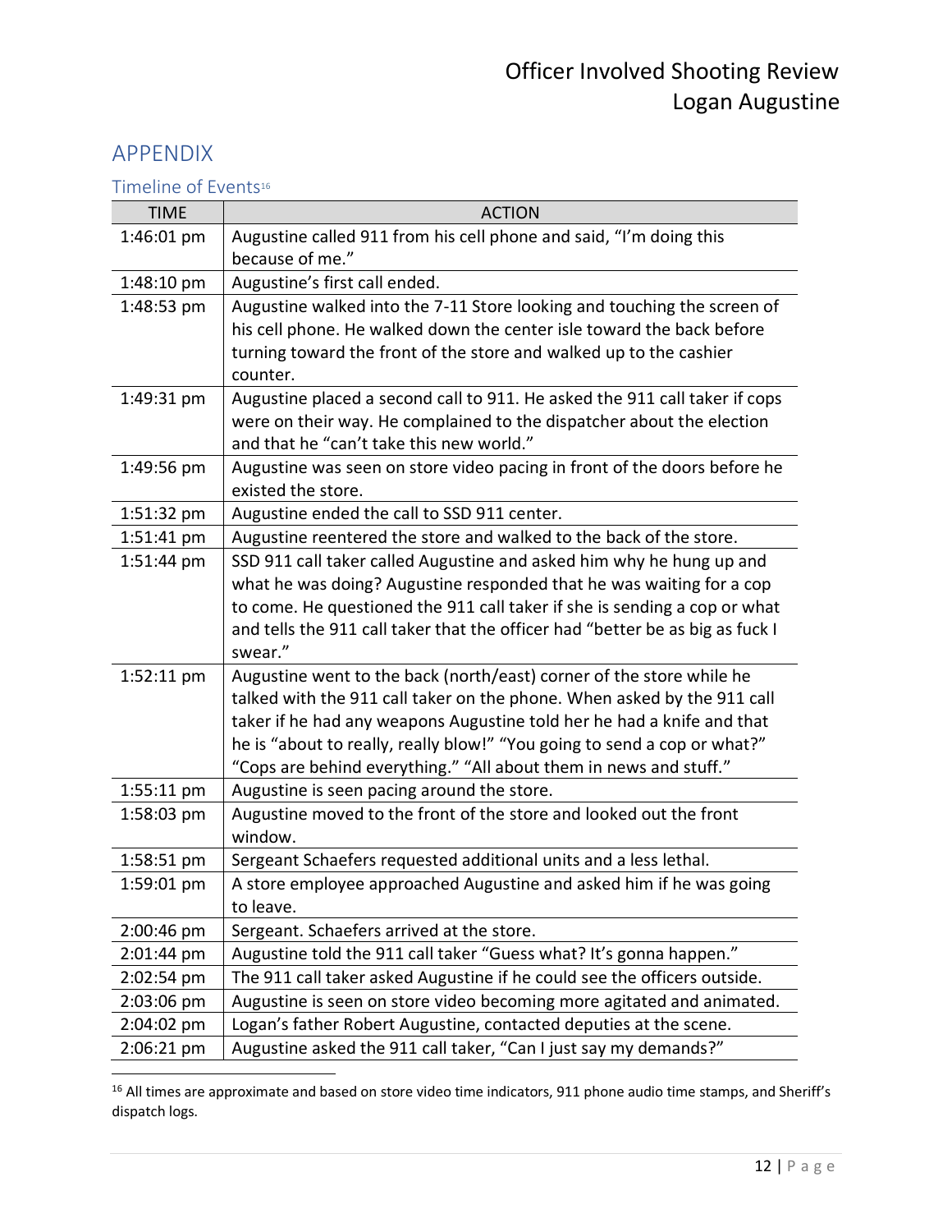## APPENDIX

### Timeline of Events[16]

| TIME | ACTION |
|---|---|
| 1:46:01 pm | Augustine called 911 from his cell phone and said, “I’m doing this because of me.” |
| 1:48:10 pm | Augustine’s first call ended. |
| 1:48:53 pm | Augustine walked into the 7-11 Store looking and touching the screen of his cell phone. He walked down the center isle toward the back before turning toward the front of the store and walked up to the cashier counter. |
| 1:49:31 pm | Augustine placed a second call to 911. He asked the 911 call taker if cops were on their way. He complained to the dispatcher about the election and that he “can’t take this new world.” |
| 1:49:56 pm | Augustine was seen on store video pacing in front of the doors before he existed the store. |
| 1:51:32 pm | Augustine ended the call to SSD 911 center. |
| 1:51:41 pm | Augustine reentered the store and walked to the back of the store. |
| 1:51:44 pm | SSD 911 call taker called Augustine and asked him why he hung up and what he was doing? Augustine responded that he was waiting for a cop to come. He questioned the 911 call taker if she is sending a cop or what and tells the 911 call taker that the officer had “better be as big as fuck I swear.” |
| 1:52:11 pm | Augustine went to the back (north/east) corner of the store while he talked with the 911 call taker on the phone. When asked by the 911 call taker if he had any weapons Augustine told her he had a knife and that he is “about to really, really blow!” “You going to send a cop or what?” “Cops are behind everything.” “All about them in news and stuff.” |
| 1:55:11 pm | Augustine is seen pacing around the store. |
| 1:58:03 pm | Augustine moved to the front of the store and looked out the front window. |
| 1:58:51 pm | Sergeant Schaefers requested additional units and a less lethal. |
| 1:59:01 pm | A store employee approached Augustine and asked him if he was going to leave. |
| 2:00:46 pm | Sergeant. Schaefers arrived at the store. |
| 2:01:44 pm | Augustine told the 911 call taker “Guess what? It’s gonna happen.” |
| 2:02:54 pm | The 911 call taker asked Augustine if he could see the officers outside. |
| 2:03:06 pm | Augustine is seen on store video becoming more agitated and animated. |
| 2:04:02 pm | Logan’s father Robert Augustine, contacted deputies at the scene. |
| 2:06:21 pm | Augustine asked the 911 call taker, “Can I just say my demands?” |

[16] All times are approximate and based on store video time indicators, 911 phone audio time stamps, and Sheriff’s dispatch logs.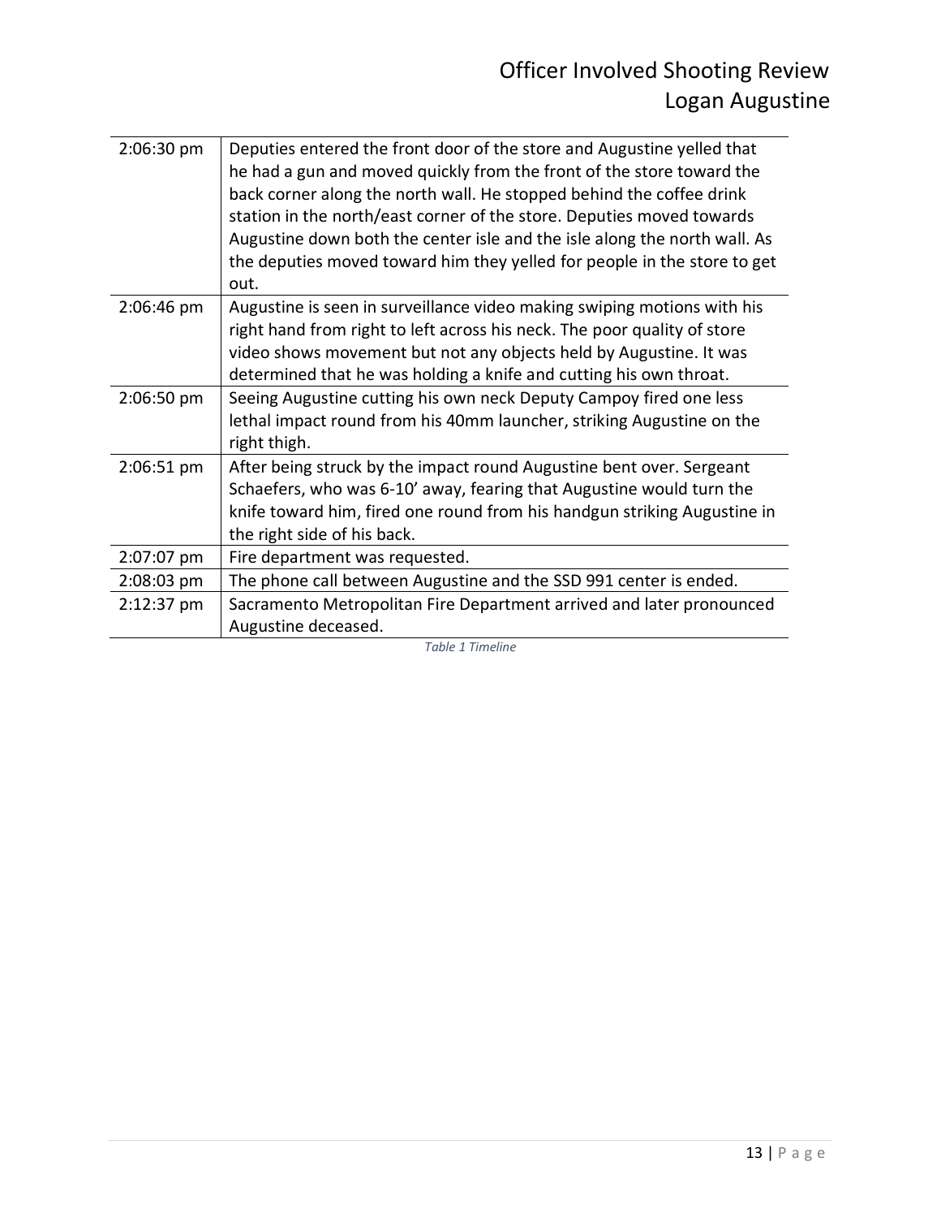| | |
|---|---|
| 2:06:30 pm | Deputies entered the front door of the store and Augustine yelled that he had a gun and moved quickly from the front of the store toward the back corner along the north wall. He stopped behind the coffee drink station in the north/east corner of the store. Deputies moved towards Augustine down both the center isle and the isle along the north wall. As the deputies moved toward him they yelled for people in the store to get out. |
| 2:06:46 pm | Augustine is seen in surveillance video making swiping motions with his right hand from right to left across his neck. The poor quality of store video shows movement but not any objects held by Augustine. It was determined that he was holding a knife and cutting his own throat. |
| 2:06:50 pm | Seeing Augustine cutting his own neck Deputy Campoy fired one less lethal impact round from his 40mm launcher, striking Augustine on the right thigh. |
| 2:06:51 pm | After being struck by the impact round Augustine bent over. Sergeant Schaefers, who was 6-10' away, fearing that Augustine would turn the knife toward him, fired one round from his handgun striking Augustine in the right side of his back. |
| 2:07:07 pm | Fire department was requested. |
| 2:08:03 pm | The phone call between Augustine and the SSD 991 center is ended. |
| 2:12:37 pm | Sacramento Metropolitan Fire Department arrived and later pronounced Augustine deceased. |

*Table 1 Timeline*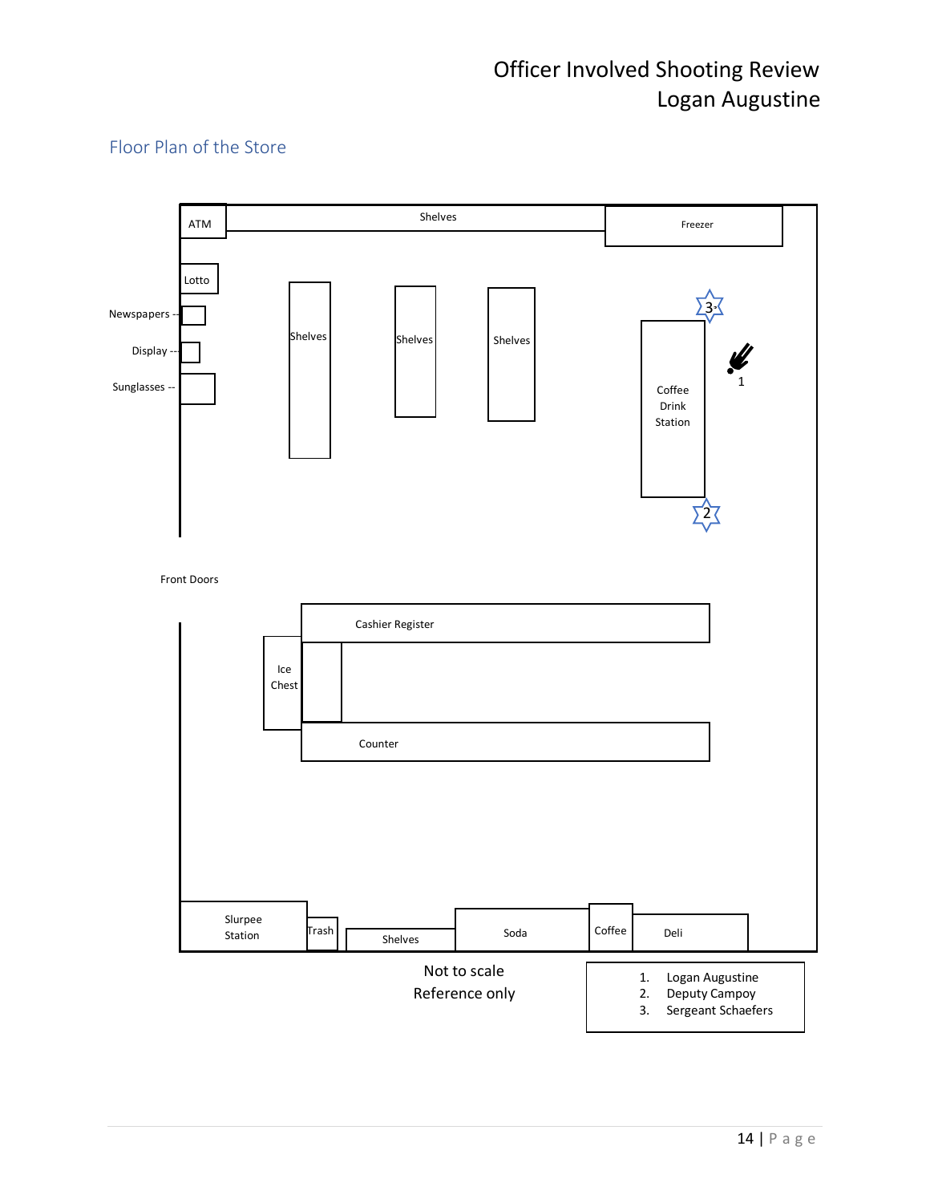## Floor Plan of the Store

ATM

Shelves

Freezer

Lotto

Newspapers --

Display --

Sunglasses --

Shelves

Shelves

Shelves

3

1

Coffee Drink Station

2

Front Doors

Cashier Register

Ice Chest

Counter

Slurpee Station

Trash

Shelves

Soda

Coffee

Deli

Not to scale
Reference only

1. Logan Augustine
2. Deputy Campoy
3. Sergeant Schaefers